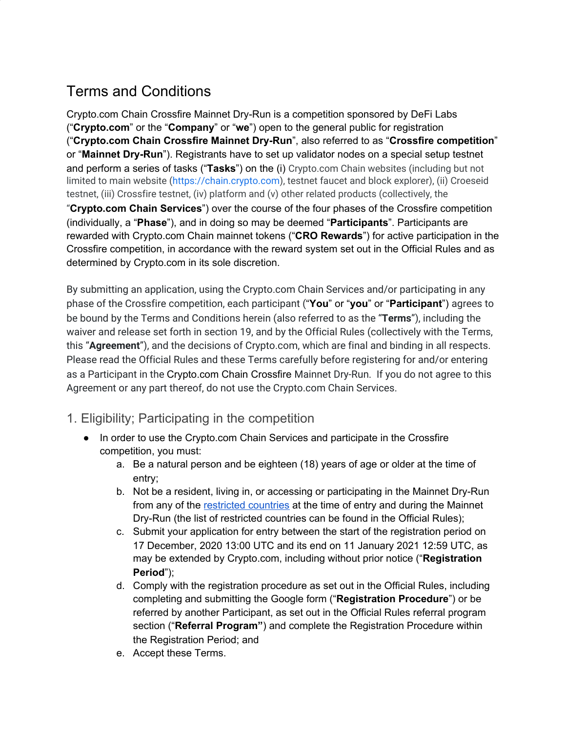# Terms and Conditions

Crypto.com Chain Crossfire Mainnet Dry-Run is a competition sponsored by DeFi Labs ("**Crypto.com**" or the "**Company**" or "**we**") open to the general public for registration ("**Crypto.com Chain Crossfire Mainnet Dry-Run**", also referred to as "**Crossfire competition**" or "**Mainnet Dry-Run**"). Registrants have to set up validator nodes on a special setup testnet and perform a series of tasks ("**Tasks**") on the (i) Crypto.com Chain websites (including but not limited to main website (https://chain.crypto.com), testnet faucet and block explorer), (ii) Croeseid testnet, (iii) Crossfire testnet, (iv) platform and (v) other related products (collectively, the "**Crypto.com Chain Services**") over the course of the four phases of the Crossfire competition (individually, a "**Phase**"), and in doing so may be deemed "**Participants**". Participants are rewarded with Crypto.com Chain mainnet tokens ("**CRO Rewards**") for active participation in the Crossfire competition, in accordance with the reward system set out in the Official Rules and as determined by Crypto.com in its sole discretion.

By submitting an application, using the Crypto.com Chain Services and/or participating in any phase of the Crossfire competition, each participant ("**You**" or "**you**" or "**Participant**") agrees to be bound by the Terms and Conditions herein (also referred to as the "**Terms**"), including the waiver and release set forth in section 19, and by the Official Rules (collectively with the Terms, this "**Agreement**"), and the decisions of Crypto.com, which are final and binding in all respects. Please read the Official Rules and these Terms carefully before registering for and/or entering as a Participant in the Crypto.com Chain Crossfire Mainnet Dry-Run. If you do not agree to this Agreement or any part thereof, do not use the Crypto.com Chain Services.

## 1. Eligibility; Participating in the competition

- In order to use the Crypto.com Chain Services and participate in the Crossfire competition, you must:
    a. Be a natural person and be eighteen (18) years of age or older at the time of entry;
    b. Not be a resident, living in, or accessing or participating in the Mainnet Dry-Run from any of the restricted countries at the time of entry and during the Mainnet Dry-Run (the list of restricted countries can be found in the Official Rules);
    c. Submit your application for entry between the start of the registration period on 17 December, 2020 13:00 UTC and its end on 11 January 2021 12:59 UTC, as may be extended by Crypto.com, including without prior notice ("**Registration Period**");
    d. Comply with the registration procedure as set out in the Official Rules, including completing and submitting the Google form ("**Registration Procedure**") or be referred by another Participant, as set out in the Official Rules referral program section ("**Referral Program**") and complete the Registration Procedure within the Registration Period; and
    e. Accept these Terms.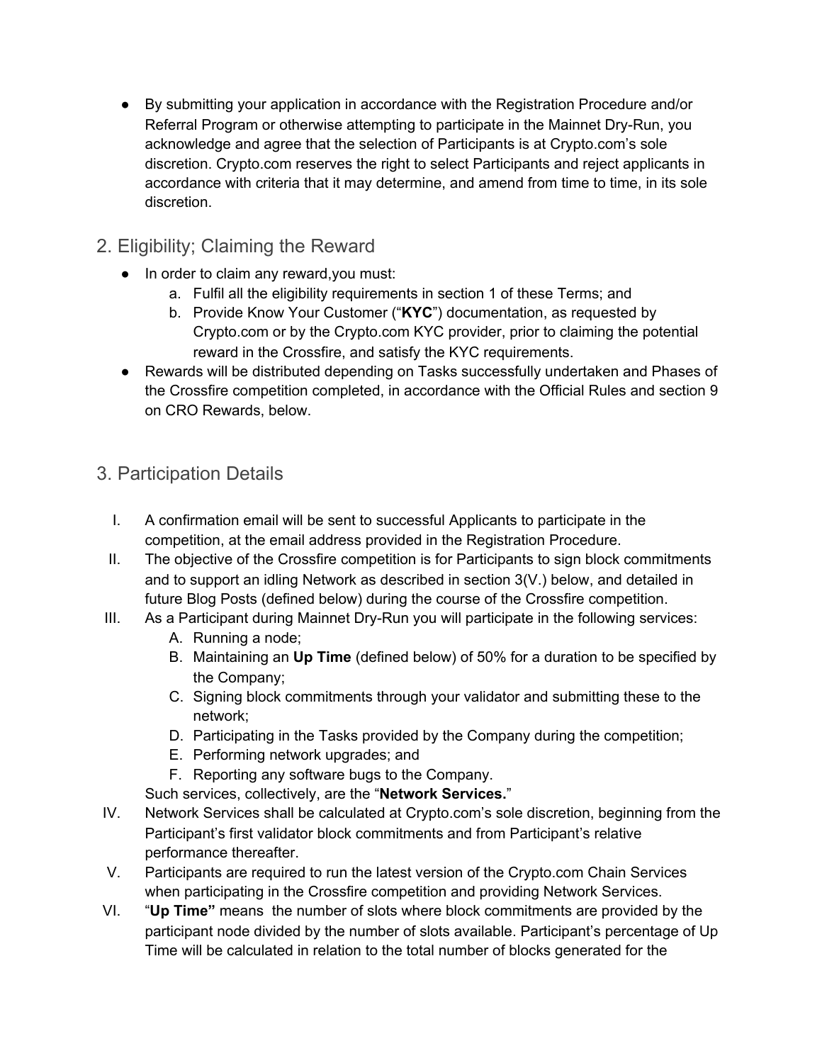- By submitting your application in accordance with the Registration Procedure and/or Referral Program or otherwise attempting to participate in the Mainnet Dry-Run, you acknowledge and agree that the selection of Participants is at Crypto.com's sole discretion. Crypto.com reserves the right to select Participants and reject applicants in accordance with criteria that it may determine, and amend from time to time, in its sole discretion.

## 2. Eligibility; Claiming the Reward

- In order to claim any reward,you must:
    a. Fulfil all the eligibility requirements in section 1 of these Terms; and
    b. Provide Know Your Customer ("**KYC**") documentation, as requested by Crypto.com or by the Crypto.com KYC provider, prior to claiming the potential reward in the Crossfire, and satisfy the KYC requirements.
- Rewards will be distributed depending on Tasks successfully undertaken and Phases of the Crossfire competition completed, in accordance with the Official Rules and section 9 on CRO Rewards, below.

## 3. Participation Details

I. A confirmation email will be sent to successful Applicants to participate in the competition, at the email address provided in the Registration Procedure.

II. The objective of the Crossfire competition is for Participants to sign block commitments and to support an idling Network as described in section 3(V.) below, and detailed in future Blog Posts (defined below) during the course of the Crossfire competition.

III. As a Participant during Mainnet Dry-Run you will participate in the following services:
   A. Running a node;
   B. Maintaining an **Up Time** (defined below) of 50% for a duration to be specified by the Company;
   C. Signing block commitments through your validator and submitting these to the network;
   D. Participating in the Tasks provided by the Company during the competition;
   E. Performing network upgrades; and
   F. Reporting any software bugs to the Company.

   Such services, collectively, are the "**Network Services.**"

IV. Network Services shall be calculated at Crypto.com's sole discretion, beginning from the Participant's first validator block commitments and from Participant's relative performance thereafter.

V. Participants are required to run the latest version of the Crypto.com Chain Services when participating in the Crossfire competition and providing Network Services.

VI. "**Up Time"** means the number of slots where block commitments are provided by the participant node divided by the number of slots available. Participant's percentage of Up Time will be calculated in relation to the total number of blocks generated for the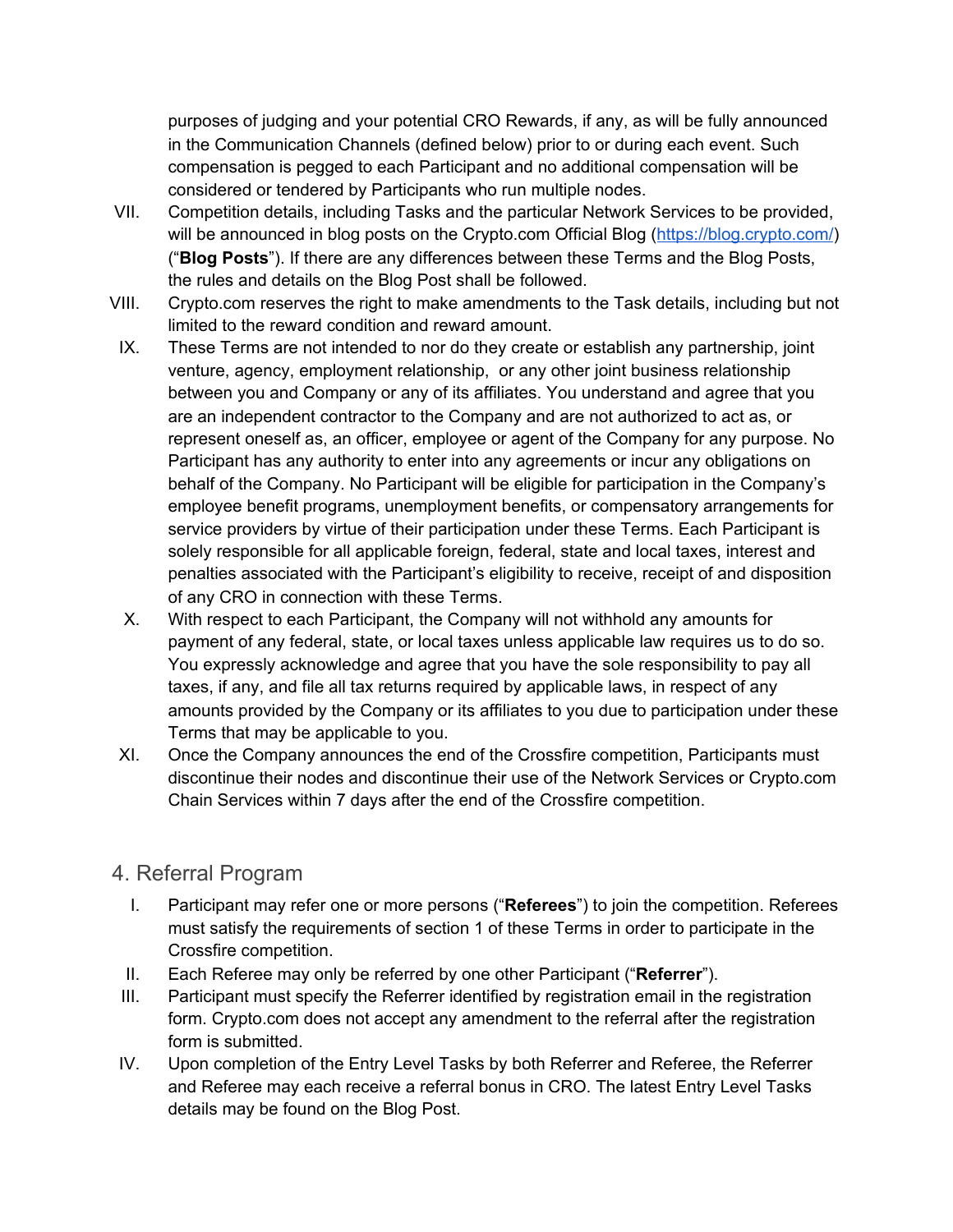purposes of judging and your potential CRO Rewards, if any, as will be fully announced in the Communication Channels (defined below) prior to or during each event. Such compensation is pegged to each Participant and no additional compensation will be considered or tendered by Participants who run multiple nodes.

VII. Competition details, including Tasks and the particular Network Services to be provided, will be announced in blog posts on the Crypto.com Official Blog (https://blog.crypto.com/) ("**Blog Posts**"). If there are any differences between these Terms and the Blog Posts, the rules and details on the Blog Post shall be followed.

VIII. Crypto.com reserves the right to make amendments to the Task details, including but not limited to the reward condition and reward amount.

IX. These Terms are not intended to nor do they create or establish any partnership, joint venture, agency, employment relationship, or any other joint business relationship between you and Company or any of its affiliates. You understand and agree that you are an independent contractor to the Company and are not authorized to act as, or represent oneself as, an officer, employee or agent of the Company for any purpose. No Participant has any authority to enter into any agreements or incur any obligations on behalf of the Company. No Participant will be eligible for participation in the Company's employee benefit programs, unemployment benefits, or compensatory arrangements for service providers by virtue of their participation under these Terms. Each Participant is solely responsible for all applicable foreign, federal, state and local taxes, interest and penalties associated with the Participant's eligibility to receive, receipt of and disposition of any CRO in connection with these Terms.

X. With respect to each Participant, the Company will not withhold any amounts for payment of any federal, state, or local taxes unless applicable law requires us to do so. You expressly acknowledge and agree that you have the sole responsibility to pay all taxes, if any, and file all tax returns required by applicable laws, in respect of any amounts provided by the Company or its affiliates to you due to participation under these Terms that may be applicable to you.

XI. Once the Company announces the end of the Crossfire competition, Participants must discontinue their nodes and discontinue their use of the Network Services or Crypto.com Chain Services within 7 days after the end of the Crossfire competition.

## 4. Referral Program

I. Participant may refer one or more persons ("**Referees**") to join the competition. Referees must satisfy the requirements of section 1 of these Terms in order to participate in the Crossfire competition.

II. Each Referee may only be referred by one other Participant ("**Referrer**").

III. Participant must specify the Referrer identified by registration email in the registration form. Crypto.com does not accept any amendment to the referral after the registration form is submitted.

IV. Upon completion of the Entry Level Tasks by both Referrer and Referee, the Referrer and Referee may each receive a referral bonus in CRO. The latest Entry Level Tasks details may be found on the Blog Post.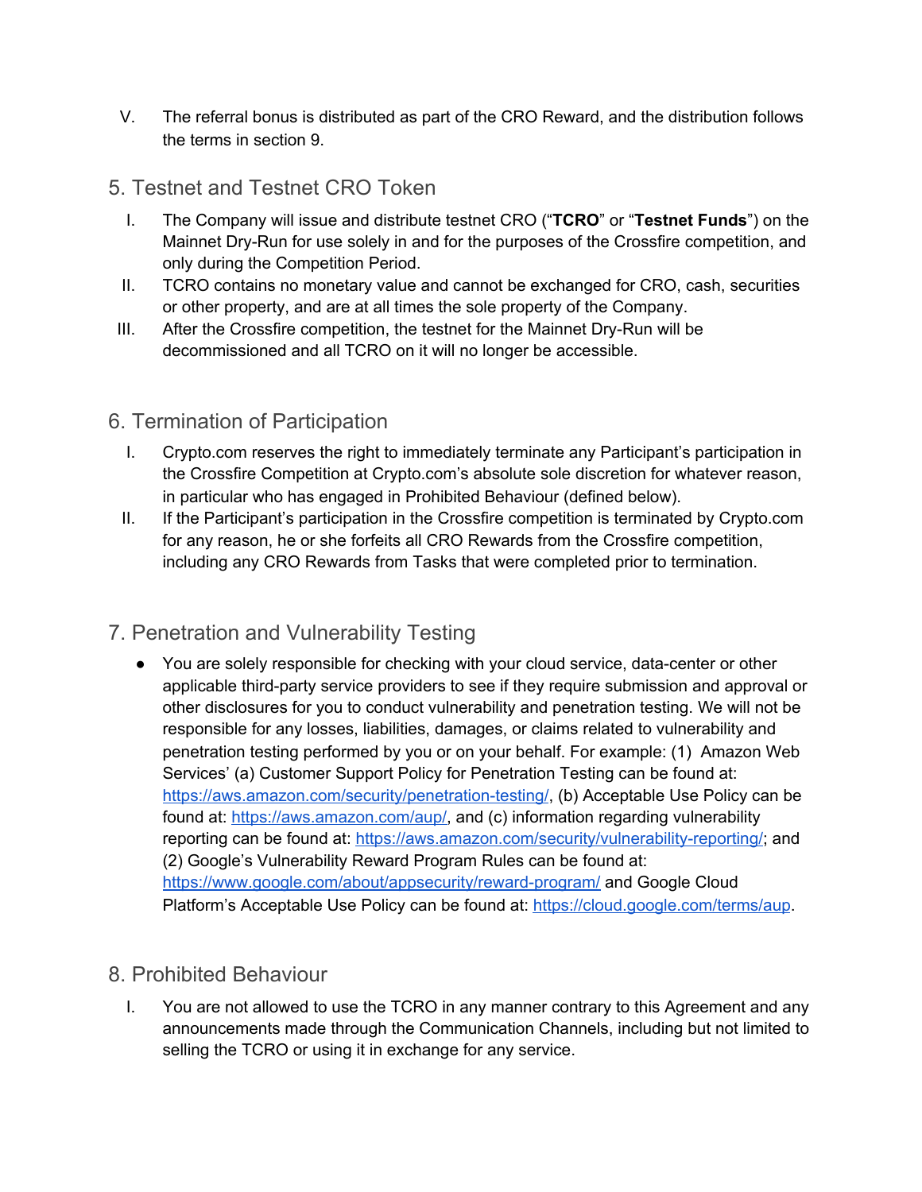V. The referral bonus is distributed as part of the CRO Reward, and the distribution follows the terms in section 9.

## 5. Testnet and Testnet CRO Token

I. The Company will issue and distribute testnet CRO ("**TCRO**" or "**Testnet Funds**") on the Mainnet Dry-Run for use solely in and for the purposes of the Crossfire competition, and only during the Competition Period.

II. TCRO contains no monetary value and cannot be exchanged for CRO, cash, securities or other property, and are at all times the sole property of the Company.

III. After the Crossfire competition, the testnet for the Mainnet Dry-Run will be decommissioned and all TCRO on it will no longer be accessible.

## 6. Termination of Participation

I. Crypto.com reserves the right to immediately terminate any Participant's participation in the Crossfire Competition at Crypto.com's absolute sole discretion for whatever reason, in particular who has engaged in Prohibited Behaviour (defined below).

II. If the Participant's participation in the Crossfire competition is terminated by Crypto.com for any reason, he or she forfeits all CRO Rewards from the Crossfire competition, including any CRO Rewards from Tasks that were completed prior to termination.

## 7. Penetration and Vulnerability Testing

- You are solely responsible for checking with your cloud service, data-center or other applicable third-party service providers to see if they require submission and approval or other disclosures for you to conduct vulnerability and penetration testing. We will not be responsible for any losses, liabilities, damages, or claims related to vulnerability and penetration testing performed by you or on your behalf. For example: (1) Amazon Web Services' (a) Customer Support Policy for Penetration Testing can be found at: https://aws.amazon.com/security/penetration-testing/, (b) Acceptable Use Policy can be found at: https://aws.amazon.com/aup/, and (c) information regarding vulnerability reporting can be found at: https://aws.amazon.com/security/vulnerability-reporting/; and (2) Google's Vulnerability Reward Program Rules can be found at: https://www.google.com/about/appsecurity/reward-program/ and Google Cloud Platform's Acceptable Use Policy can be found at: https://cloud.google.com/terms/aup.

## 8. Prohibited Behaviour

I. You are not allowed to use the TCRO in any manner contrary to this Agreement and any announcements made through the Communication Channels, including but not limited to selling the TCRO or using it in exchange for any service.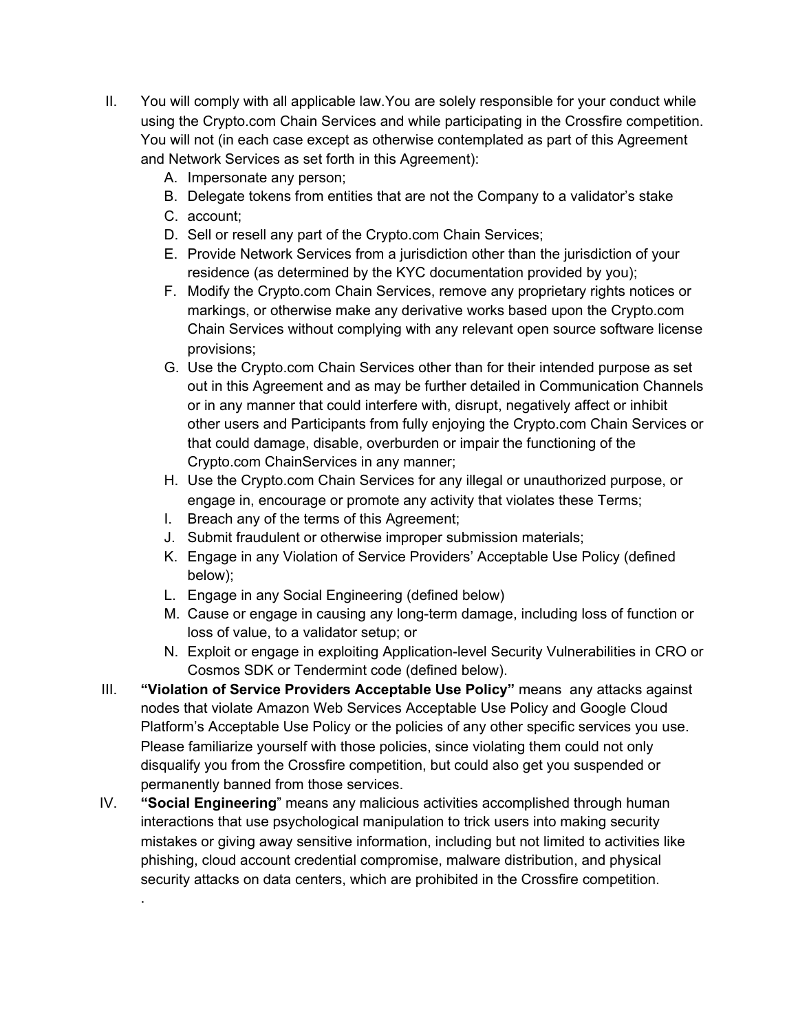II. You will comply with all applicable law.You are solely responsible for your conduct while using the Crypto.com Chain Services and while participating in the Crossfire competition. You will not (in each case except as otherwise contemplated as part of this Agreement and Network Services as set forth in this Agreement):

   A. Impersonate any person;
   B. Delegate tokens from entities that are not the Company to a validator's stake
   C. account;
   D. Sell or resell any part of the Crypto.com Chain Services;
   E. Provide Network Services from a jurisdiction other than the jurisdiction of your residence (as determined by the KYC documentation provided by you);
   F. Modify the Crypto.com Chain Services, remove any proprietary rights notices or markings, or otherwise make any derivative works based upon the Crypto.com Chain Services without complying with any relevant open source software license provisions;
   G. Use the Crypto.com Chain Services other than for their intended purpose as set out in this Agreement and as may be further detailed in Communication Channels or in any manner that could interfere with, disrupt, negatively affect or inhibit other users and Participants from fully enjoying the Crypto.com Chain Services or that could damage, disable, overburden or impair the functioning of the Crypto.com ChainServices in any manner;
   H. Use the Crypto.com Chain Services for any illegal or unauthorized purpose, or engage in, encourage or promote any activity that violates these Terms;
   I. Breach any of the terms of this Agreement;
   J. Submit fraudulent or otherwise improper submission materials;
   K. Engage in any Violation of Service Providers' Acceptable Use Policy (defined below);
   L. Engage in any Social Engineering (defined below)
   M. Cause or engage in causing any long-term damage, including loss of function or loss of value, to a validator setup; or
   N. Exploit or engage in exploiting Application-level Security Vulnerabilities in CRO or Cosmos SDK or Tendermint code (defined below).

III. **"Violation of Service Providers Acceptable Use Policy"** means any attacks against nodes that violate Amazon Web Services Acceptable Use Policy and Google Cloud Platform's Acceptable Use Policy or the policies of any other specific services you use. Please familiarize yourself with those policies, since violating them could not only disqualify you from the Crossfire competition, but could also get you suspended or permanently banned from those services.

IV. **"Social Engineering"** means any malicious activities accomplished through human interactions that use psychological manipulation to trick users into making security mistakes or giving away sensitive information, including but not limited to activities like phishing, cloud account credential compromise, malware distribution, and physical security attacks on data centers, which are prohibited in the Crossfire competition.

.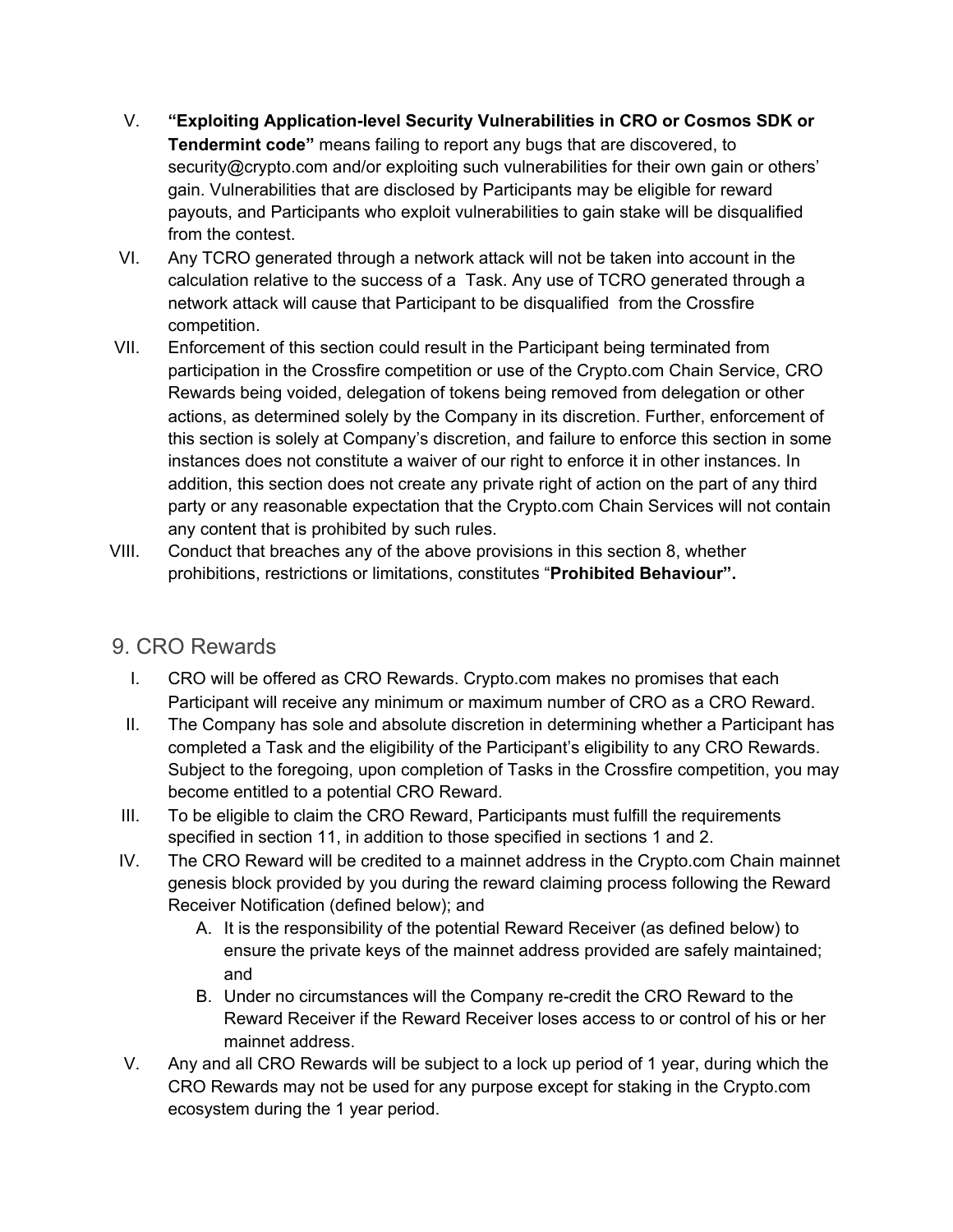V. **"Exploiting Application-level Security Vulnerabilities in CRO or Cosmos SDK or Tendermint code"** means failing to report any bugs that are discovered, to security@crypto.com and/or exploiting such vulnerabilities for their own gain or others' gain. Vulnerabilities that are disclosed by Participants may be eligible for reward payouts, and Participants who exploit vulnerabilities to gain stake will be disqualified from the contest.

VI. Any TCRO generated through a network attack will not be taken into account in the calculation relative to the success of a Task. Any use of TCRO generated through a network attack will cause that Participant to be disqualified from the Crossfire competition.

VII. Enforcement of this section could result in the Participant being terminated from participation in the Crossfire competition or use of the Crypto.com Chain Service, CRO Rewards being voided, delegation of tokens being removed from delegation or other actions, as determined solely by the Company in its discretion. Further, enforcement of this section is solely at Company's discretion, and failure to enforce this section in some instances does not constitute a waiver of our right to enforce it in other instances. In addition, this section does not create any private right of action on the part of any third party or any reasonable expectation that the Crypto.com Chain Services will not contain any content that is prohibited by such rules.

VIII. Conduct that breaches any of the above provisions in this section 8, whether prohibitions, restrictions or limitations, constitutes "**Prohibited Behaviour".**

## 9. CRO Rewards

I. CRO will be offered as CRO Rewards. Crypto.com makes no promises that each Participant will receive any minimum or maximum number of CRO as a CRO Reward.

II. The Company has sole and absolute discretion in determining whether a Participant has completed a Task and the eligibility of the Participant's eligibility to any CRO Rewards. Subject to the foregoing, upon completion of Tasks in the Crossfire competition, you may become entitled to a potential CRO Reward.

III. To be eligible to claim the CRO Reward, Participants must fulfill the requirements specified in section 11, in addition to those specified in sections 1 and 2.

IV. The CRO Reward will be credited to a mainnet address in the Crypto.com Chain mainnet genesis block provided by you during the reward claiming process following the Reward Receiver Notification (defined below); and

   A. It is the responsibility of the potential Reward Receiver (as defined below) to ensure the private keys of the mainnet address provided are safely maintained; and

   B. Under no circumstances will the Company re-credit the CRO Reward to the Reward Receiver if the Reward Receiver loses access to or control of his or her mainnet address.

V. Any and all CRO Rewards will be subject to a lock up period of 1 year, during which the CRO Rewards may not be used for any purpose except for staking in the Crypto.com ecosystem during the 1 year period.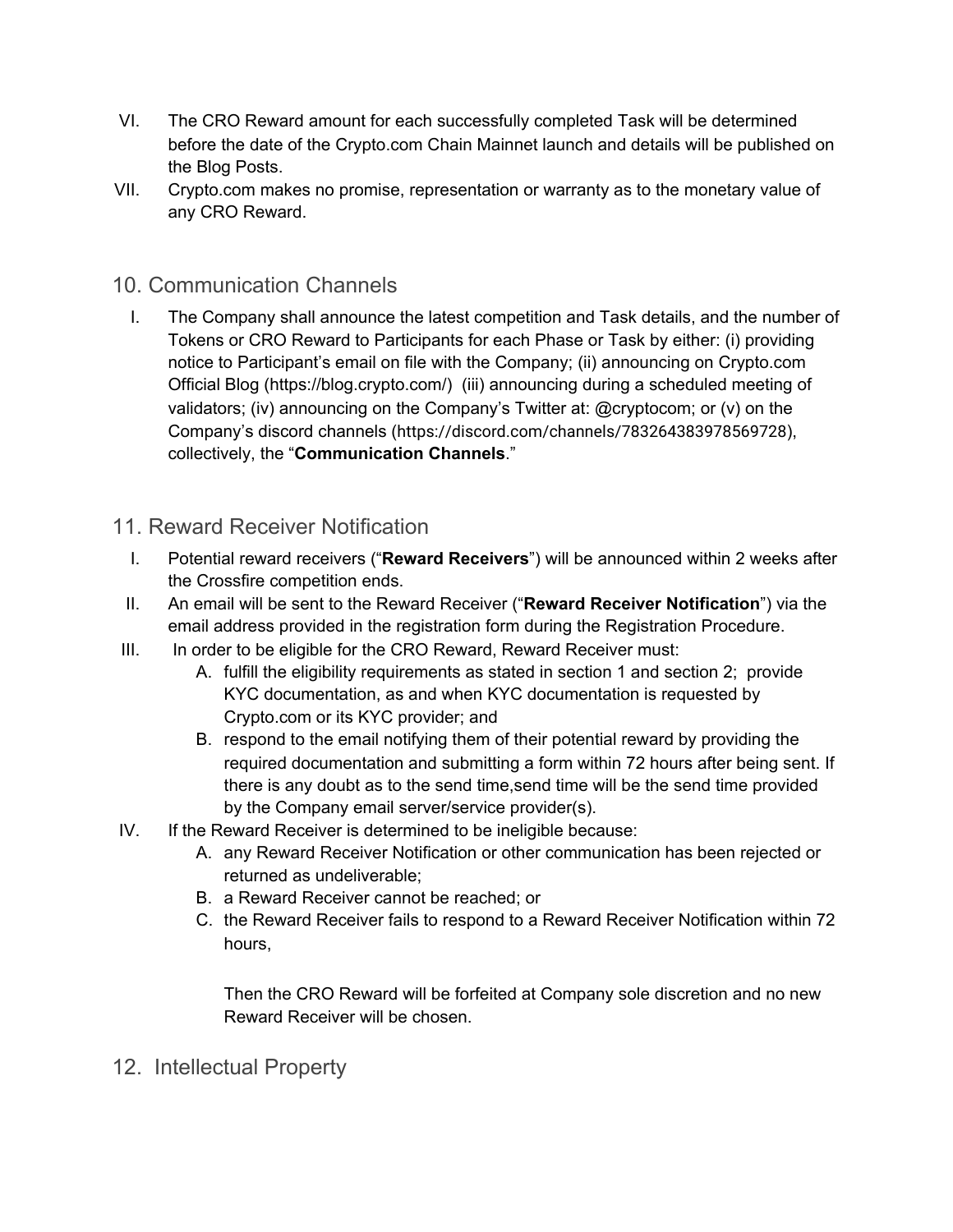VI. The CRO Reward amount for each successfully completed Task will be determined before the date of the Crypto.com Chain Mainnet launch and details will be published on the Blog Posts.

VII. Crypto.com makes no promise, representation or warranty as to the monetary value of any CRO Reward.

## 10. Communication Channels

I. The Company shall announce the latest competition and Task details, and the number of Tokens or CRO Reward to Participants for each Phase or Task by either: (i) providing notice to Participant's email on file with the Company; (ii) announcing on Crypto.com Official Blog (https://blog.crypto.com/) (iii) announcing during a scheduled meeting of validators; (iv) announcing on the Company's Twitter at: @cryptocom; or (v) on the Company's discord channels (https://discord.com/channels/783264383978569728), collectively, the "**Communication Channels**."

## 11. Reward Receiver Notification

I. Potential reward receivers ("**Reward Receivers**") will be announced within 2 weeks after the Crossfire competition ends.

II. An email will be sent to the Reward Receiver ("**Reward Receiver Notification**") via the email address provided in the registration form during the Registration Procedure.

III. In order to be eligible for the CRO Reward, Reward Receiver must:

   A. fulfill the eligibility requirements as stated in section 1 and section 2; provide KYC documentation, as and when KYC documentation is requested by Crypto.com or its KYC provider; and

   B. respond to the email notifying them of their potential reward by providing the required documentation and submitting a form within 72 hours after being sent. If there is any doubt as to the send time,send time will be the send time provided by the Company email server/service provider(s).

IV. If the Reward Receiver is determined to be ineligible because:

   A. any Reward Receiver Notification or other communication has been rejected or returned as undeliverable;

   B. a Reward Receiver cannot be reached; or

   C. the Reward Receiver fails to respond to a Reward Receiver Notification within 72 hours,

   Then the CRO Reward will be forfeited at Company sole discretion and no new Reward Receiver will be chosen.

## 12. Intellectual Property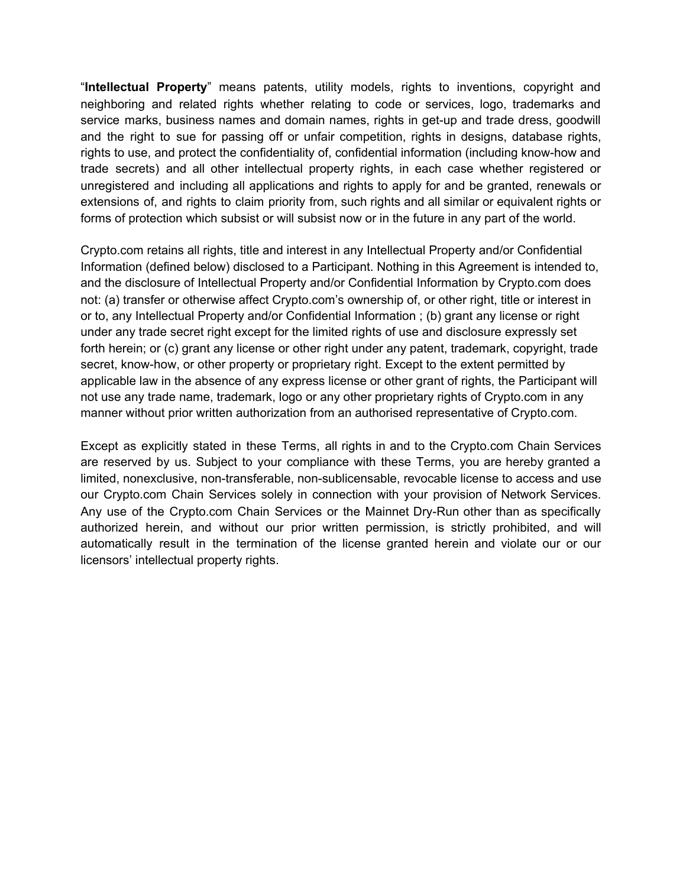“**Intellectual Property**” means patents, utility models, rights to inventions, copyright and neighboring and related rights whether relating to code or services, logo, trademarks and service marks, business names and domain names, rights in get-up and trade dress, goodwill and the right to sue for passing off or unfair competition, rights in designs, database rights, rights to use, and protect the confidentiality of, confidential information (including know-how and trade secrets) and all other intellectual property rights, in each case whether registered or unregistered and including all applications and rights to apply for and be granted, renewals or extensions of, and rights to claim priority from, such rights and all similar or equivalent rights or forms of protection which subsist or will subsist now or in the future in any part of the world.

Crypto.com retains all rights, title and interest in any Intellectual Property and/or Confidential Information (defined below) disclosed to a Participant. Nothing in this Agreement is intended to, and the disclosure of Intellectual Property and/or Confidential Information by Crypto.com does not: (a) transfer or otherwise affect Crypto.com’s ownership of, or other right, title or interest in or to, any Intellectual Property and/or Confidential Information ; (b) grant any license or right under any trade secret right except for the limited rights of use and disclosure expressly set forth herein; or (c) grant any license or other right under any patent, trademark, copyright, trade secret, know-how, or other property or proprietary right. Except to the extent permitted by applicable law in the absence of any express license or other grant of rights, the Participant will not use any trade name, trademark, logo or any other proprietary rights of Crypto.com in any manner without prior written authorization from an authorised representative of Crypto.com.

Except as explicitly stated in these Terms, all rights in and to the Crypto.com Chain Services are reserved by us. Subject to your compliance with these Terms, you are hereby granted a limited, nonexclusive, non-transferable, non-sublicensable, revocable license to access and use our Crypto.com Chain Services solely in connection with your provision of Network Services. Any use of the Crypto.com Chain Services or the Mainnet Dry-Run other than as specifically authorized herein, and without our prior written permission, is strictly prohibited, and will automatically result in the termination of the license granted herein and violate our or our licensors’ intellectual property rights.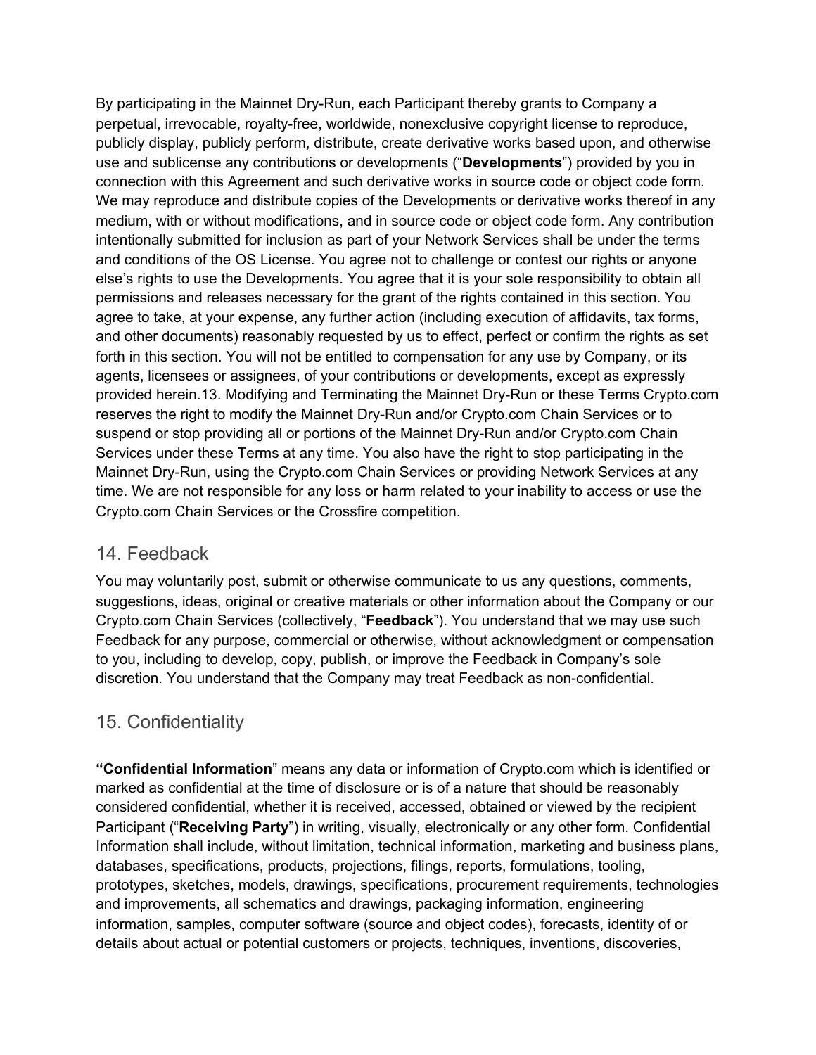By participating in the Mainnet Dry-Run, each Participant thereby grants to Company a perpetual, irrevocable, royalty-free, worldwide, nonexclusive copyright license to reproduce, publicly display, publicly perform, distribute, create derivative works based upon, and otherwise use and sublicense any contributions or developments ("**Developments**") provided by you in connection with this Agreement and such derivative works in source code or object code form. We may reproduce and distribute copies of the Developments or derivative works thereof in any medium, with or without modifications, and in source code or object code form. Any contribution intentionally submitted for inclusion as part of your Network Services shall be under the terms and conditions of the OS License. You agree not to challenge or contest our rights or anyone else's rights to use the Developments. You agree that it is your sole responsibility to obtain all permissions and releases necessary for the grant of the rights contained in this section. You agree to take, at your expense, any further action (including execution of affidavits, tax forms, and other documents) reasonably requested by us to effect, perfect or confirm the rights as set forth in this section. You will not be entitled to compensation for any use by Company, or its agents, licensees or assignees, of your contributions or developments, except as expressly provided herein.13. Modifying and Terminating the Mainnet Dry-Run or these Terms Crypto.com reserves the right to modify the Mainnet Dry-Run and/or Crypto.com Chain Services or to suspend or stop providing all or portions of the Mainnet Dry-Run and/or Crypto.com Chain Services under these Terms at any time. You also have the right to stop participating in the Mainnet Dry-Run, using the Crypto.com Chain Services or providing Network Services at any time. We are not responsible for any loss or harm related to your inability to access or use the Crypto.com Chain Services or the Crossfire competition.

## 14. Feedback

You may voluntarily post, submit or otherwise communicate to us any questions, comments, suggestions, ideas, original or creative materials or other information about the Company or our Crypto.com Chain Services (collectively, "**Feedback**"). You understand that we may use such Feedback for any purpose, commercial or otherwise, without acknowledgment or compensation to you, including to develop, copy, publish, or improve the Feedback in Company's sole discretion. You understand that the Company may treat Feedback as non-confidential.

## 15. Confidentiality

**"Confidential Information**" means any data or information of Crypto.com which is identified or marked as confidential at the time of disclosure or is of a nature that should be reasonably considered confidential, whether it is received, accessed, obtained or viewed by the recipient Participant ("**Receiving Party**") in writing, visually, electronically or any other form. Confidential Information shall include, without limitation, technical information, marketing and business plans, databases, specifications, products, projections, filings, reports, formulations, tooling, prototypes, sketches, models, drawings, specifications, procurement requirements, technologies and improvements, all schematics and drawings, packaging information, engineering information, samples, computer software (source and object codes), forecasts, identity of or details about actual or potential customers or projects, techniques, inventions, discoveries,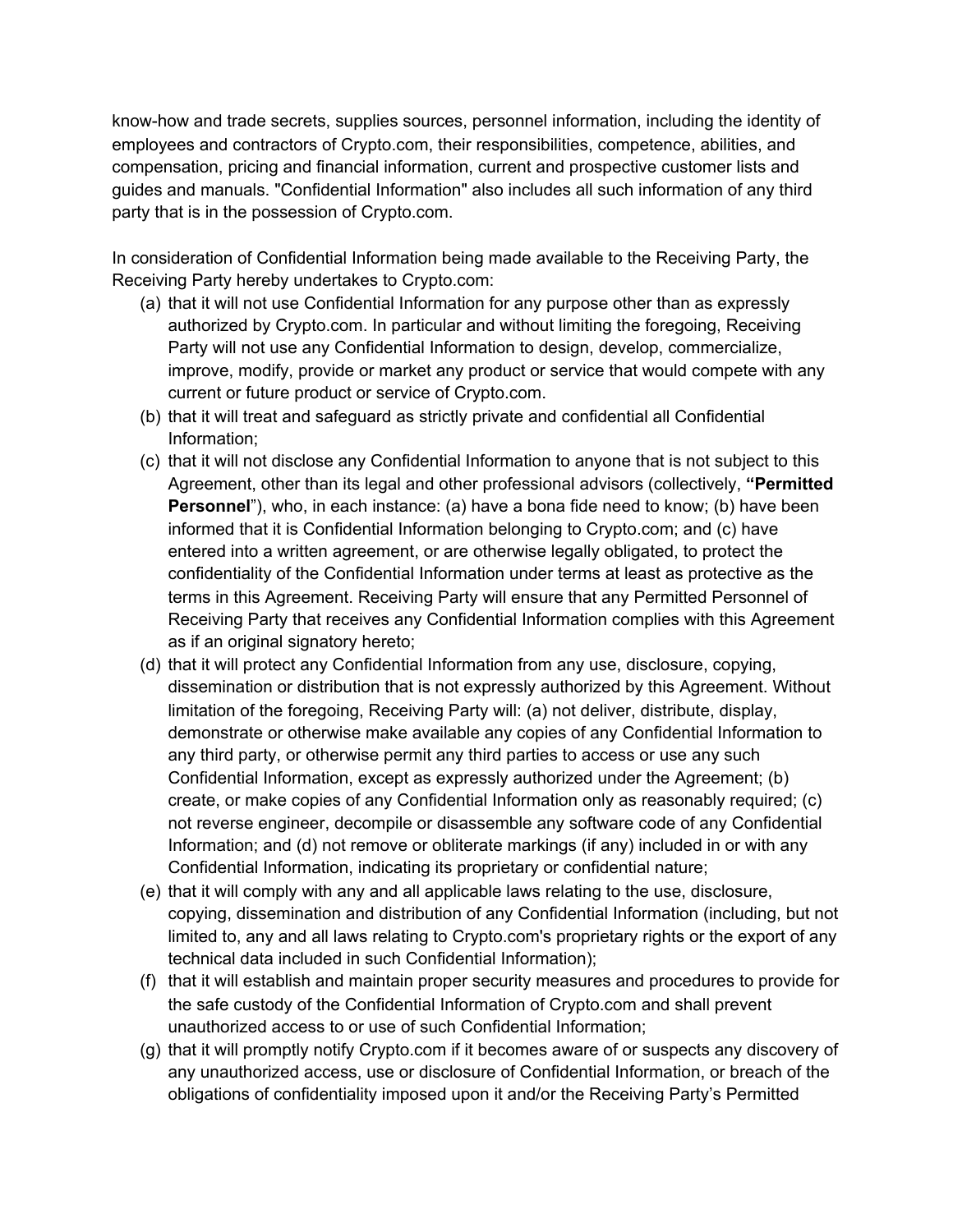know-how and trade secrets, supplies sources, personnel information, including the identity of employees and contractors of Crypto.com, their responsibilities, competence, abilities, and compensation, pricing and financial information, current and prospective customer lists and guides and manuals. "Confidential Information" also includes all such information of any third party that is in the possession of Crypto.com.

In consideration of Confidential Information being made available to the Receiving Party, the Receiving Party hereby undertakes to Crypto.com:

(a) that it will not use Confidential Information for any purpose other than as expressly authorized by Crypto.com. In particular and without limiting the foregoing, Receiving Party will not use any Confidential Information to design, develop, commercialize, improve, modify, provide or market any product or service that would compete with any current or future product or service of Crypto.com.

(b) that it will treat and safeguard as strictly private and confidential all Confidential Information;

(c) that it will not disclose any Confidential Information to anyone that is not subject to this Agreement, other than its legal and other professional advisors (collectively, **"Permitted Personnel**"), who, in each instance: (a) have a bona fide need to know; (b) have been informed that it is Confidential Information belonging to Crypto.com; and (c) have entered into a written agreement, or are otherwise legally obligated, to protect the confidentiality of the Confidential Information under terms at least as protective as the terms in this Agreement. Receiving Party will ensure that any Permitted Personnel of Receiving Party that receives any Confidential Information complies with this Agreement as if an original signatory hereto;

(d) that it will protect any Confidential Information from any use, disclosure, copying, dissemination or distribution that is not expressly authorized by this Agreement. Without limitation of the foregoing, Receiving Party will: (a) not deliver, distribute, display, demonstrate or otherwise make available any copies of any Confidential Information to any third party, or otherwise permit any third parties to access or use any such Confidential Information, except as expressly authorized under the Agreement; (b) create, or make copies of any Confidential Information only as reasonably required; (c) not reverse engineer, decompile or disassemble any software code of any Confidential Information; and (d) not remove or obliterate markings (if any) included in or with any Confidential Information, indicating its proprietary or confidential nature;

(e) that it will comply with any and all applicable laws relating to the use, disclosure, copying, dissemination and distribution of any Confidential Information (including, but not limited to, any and all laws relating to Crypto.com's proprietary rights or the export of any technical data included in such Confidential Information);

(f) that it will establish and maintain proper security measures and procedures to provide for the safe custody of the Confidential Information of Crypto.com and shall prevent unauthorized access to or use of such Confidential Information;

(g) that it will promptly notify Crypto.com if it becomes aware of or suspects any discovery of any unauthorized access, use or disclosure of Confidential Information, or breach of the obligations of confidentiality imposed upon it and/or the Receiving Party's Permitted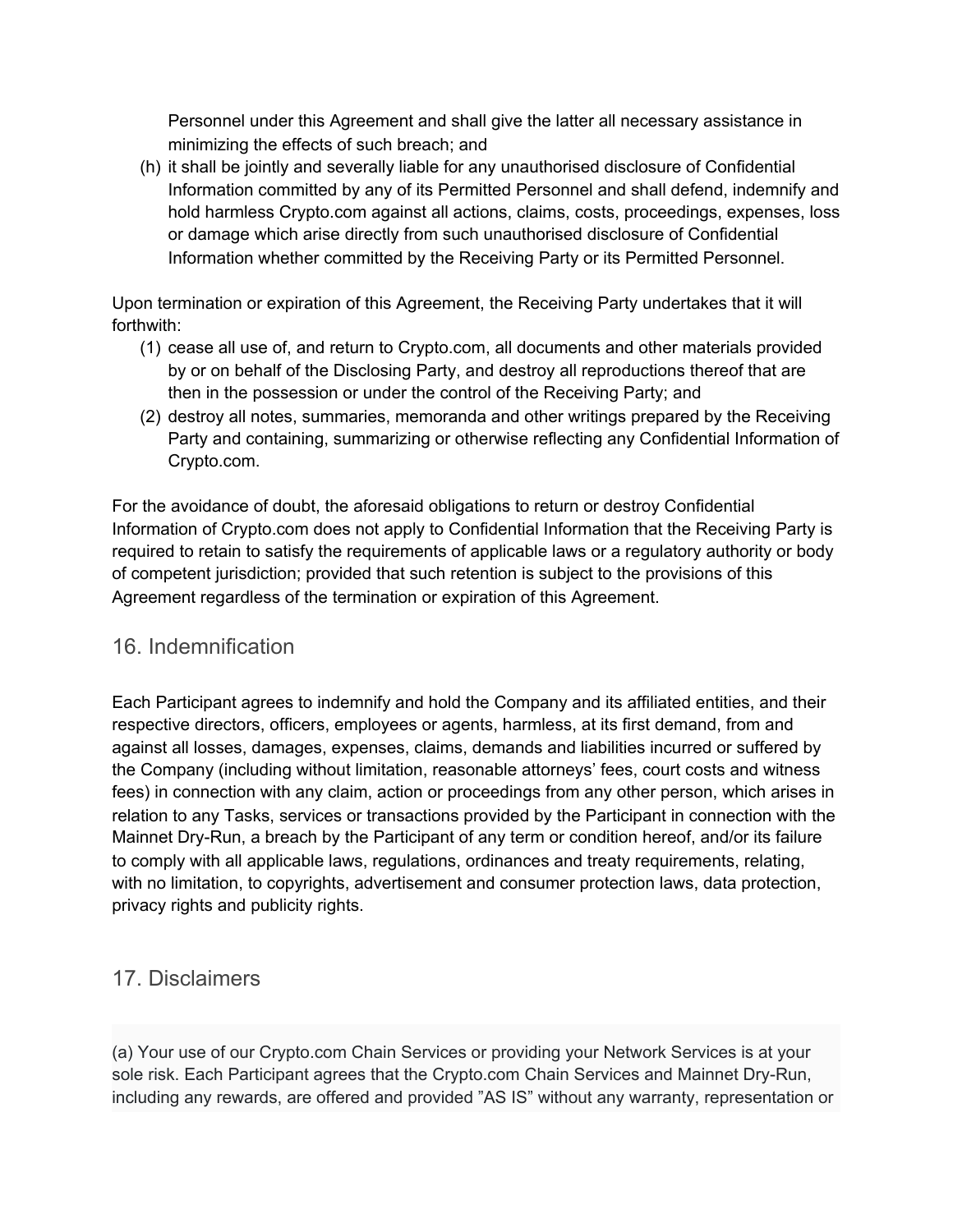Personnel under this Agreement and shall give the latter all necessary assistance in minimizing the effects of such breach; and

(h) it shall be jointly and severally liable for any unauthorised disclosure of Confidential Information committed by any of its Permitted Personnel and shall defend, indemnify and hold harmless Crypto.com against all actions, claims, costs, proceedings, expenses, loss or damage which arise directly from such unauthorised disclosure of Confidential Information whether committed by the Receiving Party or its Permitted Personnel.

Upon termination or expiration of this Agreement, the Receiving Party undertakes that it will forthwith:

(1) cease all use of, and return to Crypto.com, all documents and other materials provided by or on behalf of the Disclosing Party, and destroy all reproductions thereof that are then in the possession or under the control of the Receiving Party; and

(2) destroy all notes, summaries, memoranda and other writings prepared by the Receiving Party and containing, summarizing or otherwise reflecting any Confidential Information of Crypto.com.

For the avoidance of doubt, the aforesaid obligations to return or destroy Confidential Information of Crypto.com does not apply to Confidential Information that the Receiving Party is required to retain to satisfy the requirements of applicable laws or a regulatory authority or body of competent jurisdiction; provided that such retention is subject to the provisions of this Agreement regardless of the termination or expiration of this Agreement.

## 16. Indemnification

Each Participant agrees to indemnify and hold the Company and its affiliated entities, and their respective directors, officers, employees or agents, harmless, at its first demand, from and against all losses, damages, expenses, claims, demands and liabilities incurred or suffered by the Company (including without limitation, reasonable attorneys' fees, court costs and witness fees) in connection with any claim, action or proceedings from any other person, which arises in relation to any Tasks, services or transactions provided by the Participant in connection with the Mainnet Dry-Run, a breach by the Participant of any term or condition hereof, and/or its failure to comply with all applicable laws, regulations, ordinances and treaty requirements, relating, with no limitation, to copyrights, advertisement and consumer protection laws, data protection, privacy rights and publicity rights.

## 17. Disclaimers

(a) Your use of our Crypto.com Chain Services or providing your Network Services is at your sole risk. Each Participant agrees that the Crypto.com Chain Services and Mainnet Dry-Run, including any rewards, are offered and provided "AS IS" without any warranty, representation or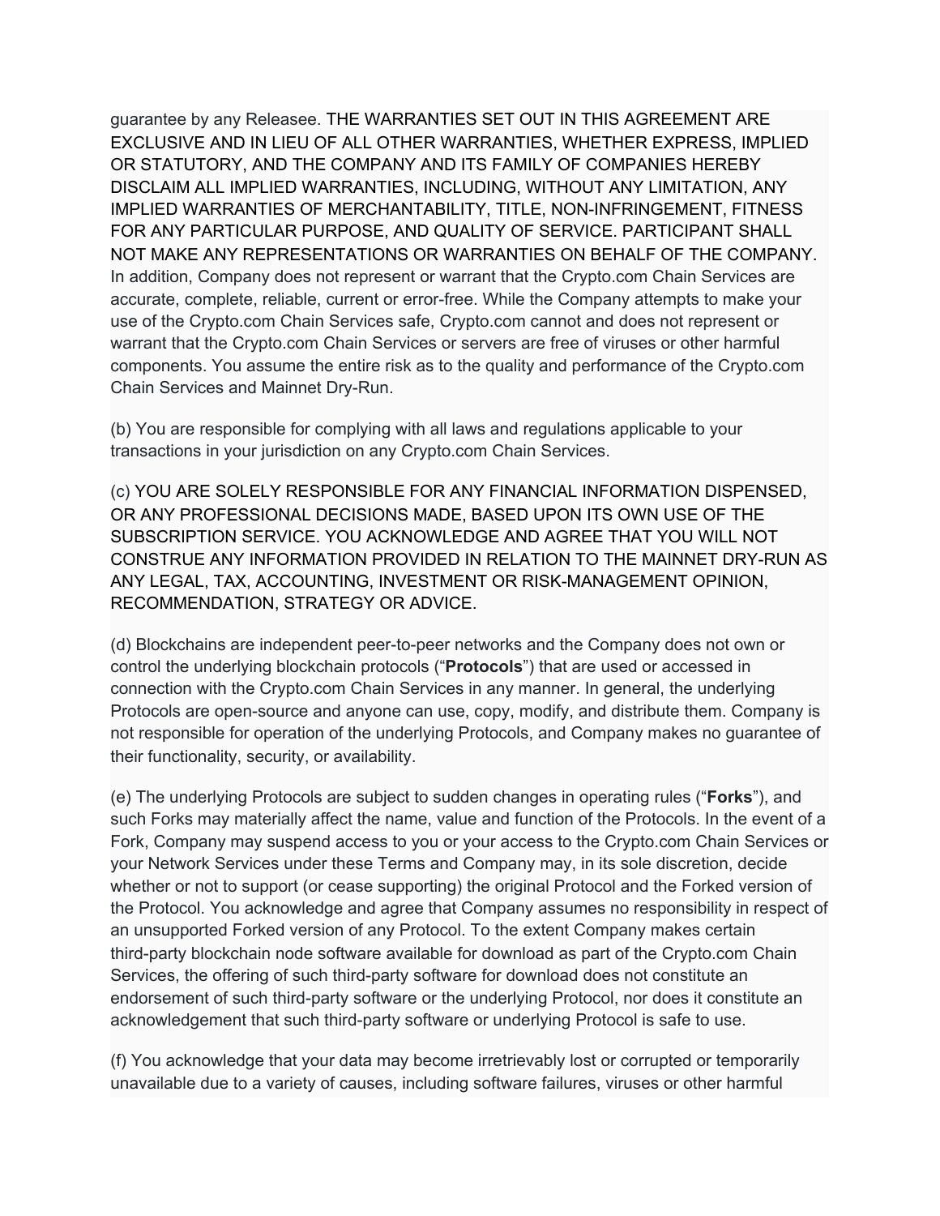guarantee by any Releasee. THE WARRANTIES SET OUT IN THIS AGREEMENT ARE EXCLUSIVE AND IN LIEU OF ALL OTHER WARRANTIES, WHETHER EXPRESS, IMPLIED OR STATUTORY, AND THE COMPANY AND ITS FAMILY OF COMPANIES HEREBY DISCLAIM ALL IMPLIED WARRANTIES, INCLUDING, WITHOUT ANY LIMITATION, ANY IMPLIED WARRANTIES OF MERCHANTABILITY, TITLE, NON-INFRINGEMENT, FITNESS FOR ANY PARTICULAR PURPOSE, AND QUALITY OF SERVICE. PARTICIPANT SHALL NOT MAKE ANY REPRESENTATIONS OR WARRANTIES ON BEHALF OF THE COMPANY. In addition, Company does not represent or warrant that the Crypto.com Chain Services are accurate, complete, reliable, current or error-free. While the Company attempts to make your use of the Crypto.com Chain Services safe, Crypto.com cannot and does not represent or warrant that the Crypto.com Chain Services or servers are free of viruses or other harmful components. You assume the entire risk as to the quality and performance of the Crypto.com Chain Services and Mainnet Dry-Run.

(b) You are responsible for complying with all laws and regulations applicable to your transactions in your jurisdiction on any Crypto.com Chain Services.

(c) YOU ARE SOLELY RESPONSIBLE FOR ANY FINANCIAL INFORMATION DISPENSED, OR ANY PROFESSIONAL DECISIONS MADE, BASED UPON ITS OWN USE OF THE SUBSCRIPTION SERVICE. YOU ACKNOWLEDGE AND AGREE THAT YOU WILL NOT CONSTRUE ANY INFORMATION PROVIDED IN RELATION TO THE MAINNET DRY-RUN AS ANY LEGAL, TAX, ACCOUNTING, INVESTMENT OR RISK-MANAGEMENT OPINION, RECOMMENDATION, STRATEGY OR ADVICE.

(d) Blockchains are independent peer-to-peer networks and the Company does not own or control the underlying blockchain protocols ("**Protocols**") that are used or accessed in connection with the Crypto.com Chain Services in any manner. In general, the underlying Protocols are open-source and anyone can use, copy, modify, and distribute them. Company is not responsible for operation of the underlying Protocols, and Company makes no guarantee of their functionality, security, or availability.

(e) The underlying Protocols are subject to sudden changes in operating rules ("**Forks**"), and such Forks may materially affect the name, value and function of the Protocols. In the event of a Fork, Company may suspend access to you or your access to the Crypto.com Chain Services or your Network Services under these Terms and Company may, in its sole discretion, decide whether or not to support (or cease supporting) the original Protocol and the Forked version of the Protocol. You acknowledge and agree that Company assumes no responsibility in respect of an unsupported Forked version of any Protocol. To the extent Company makes certain third-party blockchain node software available for download as part of the Crypto.com Chain Services, the offering of such third-party software for download does not constitute an endorsement of such third-party software or the underlying Protocol, nor does it constitute an acknowledgement that such third-party software or underlying Protocol is safe to use.

(f) You acknowledge that your data may become irretrievably lost or corrupted or temporarily unavailable due to a variety of causes, including software failures, viruses or other harmful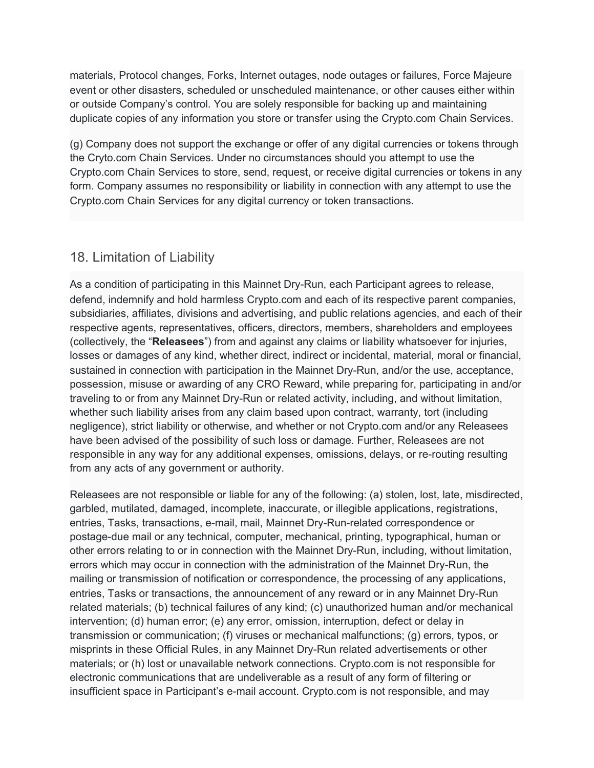materials, Protocol changes, Forks, Internet outages, node outages or failures, Force Majeure event or other disasters, scheduled or unscheduled maintenance, or other causes either within or outside Company's control. You are solely responsible for backing up and maintaining duplicate copies of any information you store or transfer using the Crypto.com Chain Services.

(g) Company does not support the exchange or offer of any digital currencies or tokens through the Cryto.com Chain Services. Under no circumstances should you attempt to use the Crypto.com Chain Services to store, send, request, or receive digital currencies or tokens in any form. Company assumes no responsibility or liability in connection with any attempt to use the Crypto.com Chain Services for any digital currency or token transactions.

## 18. Limitation of Liability

As a condition of participating in this Mainnet Dry-Run, each Participant agrees to release, defend, indemnify and hold harmless Crypto.com and each of its respective parent companies, subsidiaries, affiliates, divisions and advertising, and public relations agencies, and each of their respective agents, representatives, officers, directors, members, shareholders and employees (collectively, the "**Releasees**") from and against any claims or liability whatsoever for injuries, losses or damages of any kind, whether direct, indirect or incidental, material, moral or financial, sustained in connection with participation in the Mainnet Dry-Run, and/or the use, acceptance, possession, misuse or awarding of any CRO Reward, while preparing for, participating in and/or traveling to or from any Mainnet Dry-Run or related activity, including, and without limitation, whether such liability arises from any claim based upon contract, warranty, tort (including negligence), strict liability or otherwise, and whether or not Crypto.com and/or any Releasees have been advised of the possibility of such loss or damage. Further, Releasees are not responsible in any way for any additional expenses, omissions, delays, or re-routing resulting from any acts of any government or authority.

Releasees are not responsible or liable for any of the following: (a) stolen, lost, late, misdirected, garbled, mutilated, damaged, incomplete, inaccurate, or illegible applications, registrations, entries, Tasks, transactions, e-mail, mail, Mainnet Dry-Run-related correspondence or postage-due mail or any technical, computer, mechanical, printing, typographical, human or other errors relating to or in connection with the Mainnet Dry-Run, including, without limitation, errors which may occur in connection with the administration of the Mainnet Dry-Run, the mailing or transmission of notification or correspondence, the processing of any applications, entries, Tasks or transactions, the announcement of any reward or in any Mainnet Dry-Run related materials; (b) technical failures of any kind; (c) unauthorized human and/or mechanical intervention; (d) human error; (e) any error, omission, interruption, defect or delay in transmission or communication; (f) viruses or mechanical malfunctions; (g) errors, typos, or misprints in these Official Rules, in any Mainnet Dry-Run related advertisements or other materials; or (h) lost or unavailable network connections. Crypto.com is not responsible for electronic communications that are undeliverable as a result of any form of filtering or insufficient space in Participant's e-mail account. Crypto.com is not responsible, and may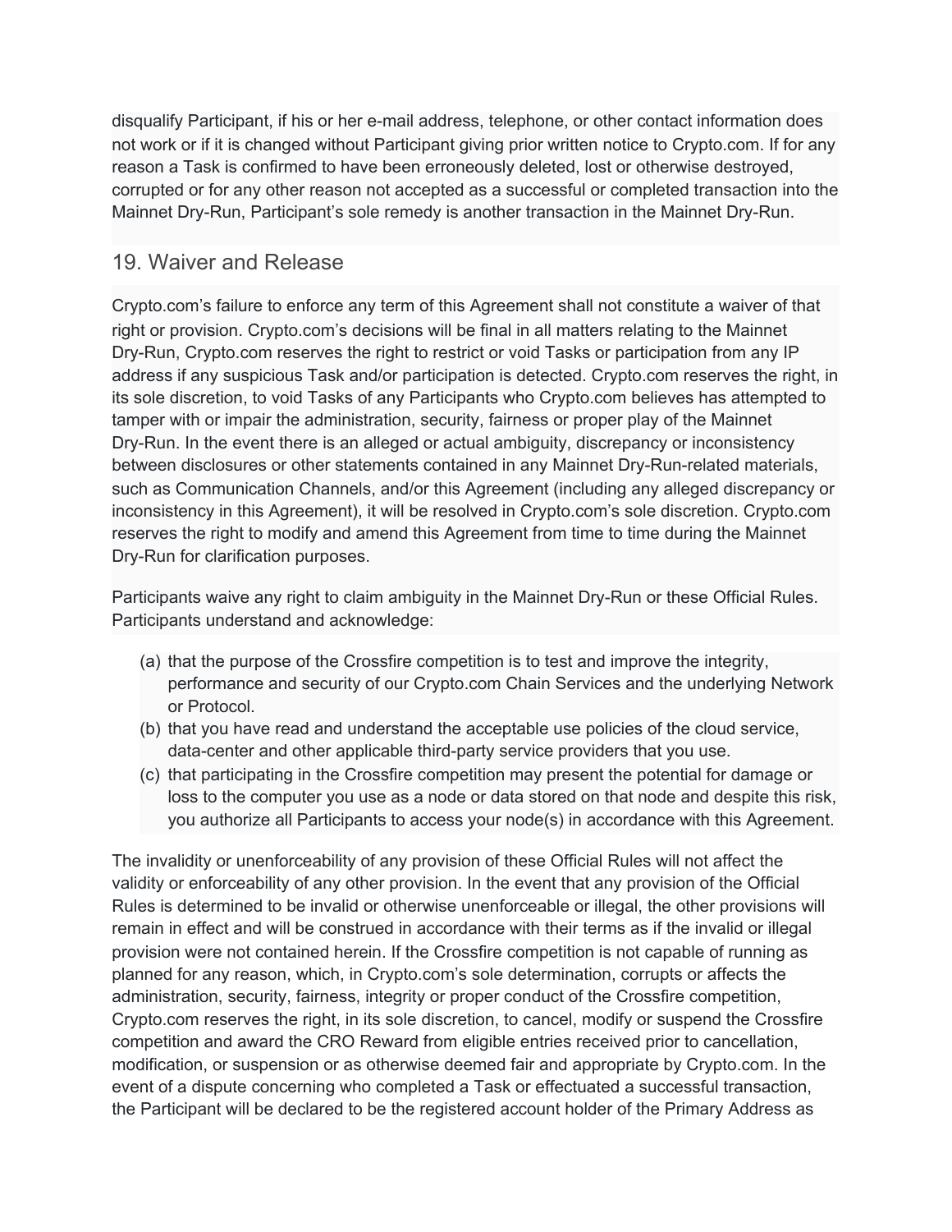disqualify Participant, if his or her e-mail address, telephone, or other contact information does not work or if it is changed without Participant giving prior written notice to Crypto.com. If for any reason a Task is confirmed to have been erroneously deleted, lost or otherwise destroyed, corrupted or for any other reason not accepted as a successful or completed transaction into the Mainnet Dry-Run, Participant's sole remedy is another transaction in the Mainnet Dry-Run.

## 19. Waiver and Release

Crypto.com's failure to enforce any term of this Agreement shall not constitute a waiver of that right or provision. Crypto.com's decisions will be final in all matters relating to the Mainnet Dry-Run, Crypto.com reserves the right to restrict or void Tasks or participation from any IP address if any suspicious Task and/or participation is detected. Crypto.com reserves the right, in its sole discretion, to void Tasks of any Participants who Crypto.com believes has attempted to tamper with or impair the administration, security, fairness or proper play of the Mainnet Dry-Run. In the event there is an alleged or actual ambiguity, discrepancy or inconsistency between disclosures or other statements contained in any Mainnet Dry-Run-related materials, such as Communication Channels, and/or this Agreement (including any alleged discrepancy or inconsistency in this Agreement), it will be resolved in Crypto.com's sole discretion. Crypto.com reserves the right to modify and amend this Agreement from time to time during the Mainnet Dry-Run for clarification purposes.

Participants waive any right to claim ambiguity in the Mainnet Dry-Run or these Official Rules. Participants understand and acknowledge:

(a) that the purpose of the Crossfire competition is to test and improve the integrity, performance and security of our Crypto.com Chain Services and the underlying Network or Protocol.
(b) that you have read and understand the acceptable use policies of the cloud service, data-center and other applicable third-party service providers that you use.
(c) that participating in the Crossfire competition may present the potential for damage or loss to the computer you use as a node or data stored on that node and despite this risk, you authorize all Participants to access your node(s) in accordance with this Agreement.

The invalidity or unenforceability of any provision of these Official Rules will not affect the validity or enforceability of any other provision. In the event that any provision of the Official Rules is determined to be invalid or otherwise unenforceable or illegal, the other provisions will remain in effect and will be construed in accordance with their terms as if the invalid or illegal provision were not contained herein. If the Crossfire competition is not capable of running as planned for any reason, which, in Crypto.com's sole determination, corrupts or affects the administration, security, fairness, integrity or proper conduct of the Crossfire competition, Crypto.com reserves the right, in its sole discretion, to cancel, modify or suspend the Crossfire competition and award the CRO Reward from eligible entries received prior to cancellation, modification, or suspension or as otherwise deemed fair and appropriate by Crypto.com. In the event of a dispute concerning who completed a Task or effectuated a successful transaction, the Participant will be declared to be the registered account holder of the Primary Address as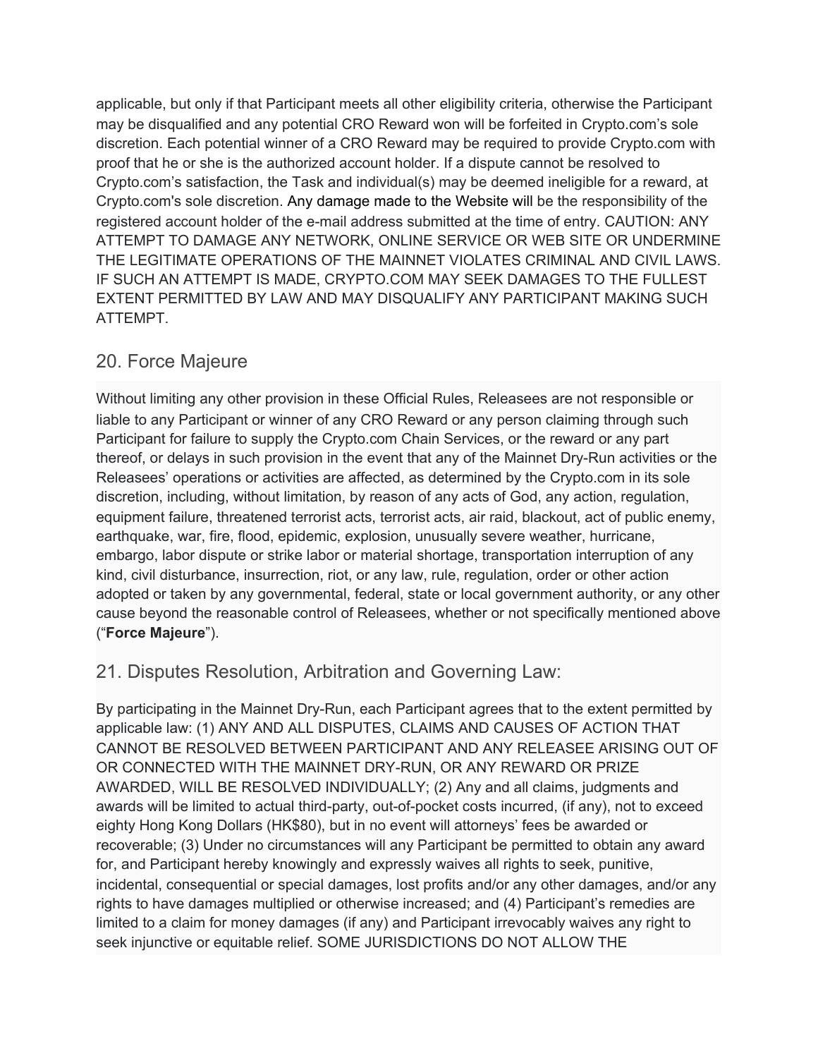applicable, but only if that Participant meets all other eligibility criteria, otherwise the Participant may be disqualified and any potential CRO Reward won will be forfeited in Crypto.com's sole discretion. Each potential winner of a CRO Reward may be required to provide Crypto.com with proof that he or she is the authorized account holder. If a dispute cannot be resolved to Crypto.com's satisfaction, the Task and individual(s) may be deemed ineligible for a reward, at Crypto.com's sole discretion. Any damage made to the Website will be the responsibility of the registered account holder of the e-mail address submitted at the time of entry. CAUTION: ANY ATTEMPT TO DAMAGE ANY NETWORK, ONLINE SERVICE OR WEB SITE OR UNDERMINE THE LEGITIMATE OPERATIONS OF THE MAINNET VIOLATES CRIMINAL AND CIVIL LAWS. IF SUCH AN ATTEMPT IS MADE, CRYPTO.COM MAY SEEK DAMAGES TO THE FULLEST EXTENT PERMITTED BY LAW AND MAY DISQUALIFY ANY PARTICIPANT MAKING SUCH ATTEMPT.

## 20. Force Majeure

Without limiting any other provision in these Official Rules, Releasees are not responsible or liable to any Participant or winner of any CRO Reward or any person claiming through such Participant for failure to supply the Crypto.com Chain Services, or the reward or any part thereof, or delays in such provision in the event that any of the Mainnet Dry-Run activities or the Releasees' operations or activities are affected, as determined by the Crypto.com in its sole discretion, including, without limitation, by reason of any acts of God, any action, regulation, equipment failure, threatened terrorist acts, terrorist acts, air raid, blackout, act of public enemy, earthquake, war, fire, flood, epidemic, explosion, unusually severe weather, hurricane, embargo, labor dispute or strike labor or material shortage, transportation interruption of any kind, civil disturbance, insurrection, riot, or any law, rule, regulation, order or other action adopted or taken by any governmental, federal, state or local government authority, or any other cause beyond the reasonable control of Releasees, whether or not specifically mentioned above ("**Force Majeure**").

## 21. Disputes Resolution, Arbitration and Governing Law:

By participating in the Mainnet Dry-Run, each Participant agrees that to the extent permitted by applicable law: (1) ANY AND ALL DISPUTES, CLAIMS AND CAUSES OF ACTION THAT CANNOT BE RESOLVED BETWEEN PARTICIPANT AND ANY RELEASEE ARISING OUT OF OR CONNECTED WITH THE MAINNET DRY-RUN, OR ANY REWARD OR PRIZE AWARDED, WILL BE RESOLVED INDIVIDUALLY; (2) Any and all claims, judgments and awards will be limited to actual third-party, out-of-pocket costs incurred, (if any), not to exceed eighty Hong Kong Dollars (HK$80), but in no event will attorneys' fees be awarded or recoverable; (3) Under no circumstances will any Participant be permitted to obtain any award for, and Participant hereby knowingly and expressly waives all rights to seek, punitive, incidental, consequential or special damages, lost profits and/or any other damages, and/or any rights to have damages multiplied or otherwise increased; and (4) Participant's remedies are limited to a claim for money damages (if any) and Participant irrevocably waives any right to seek injunctive or equitable relief. SOME JURISDICTIONS DO NOT ALLOW THE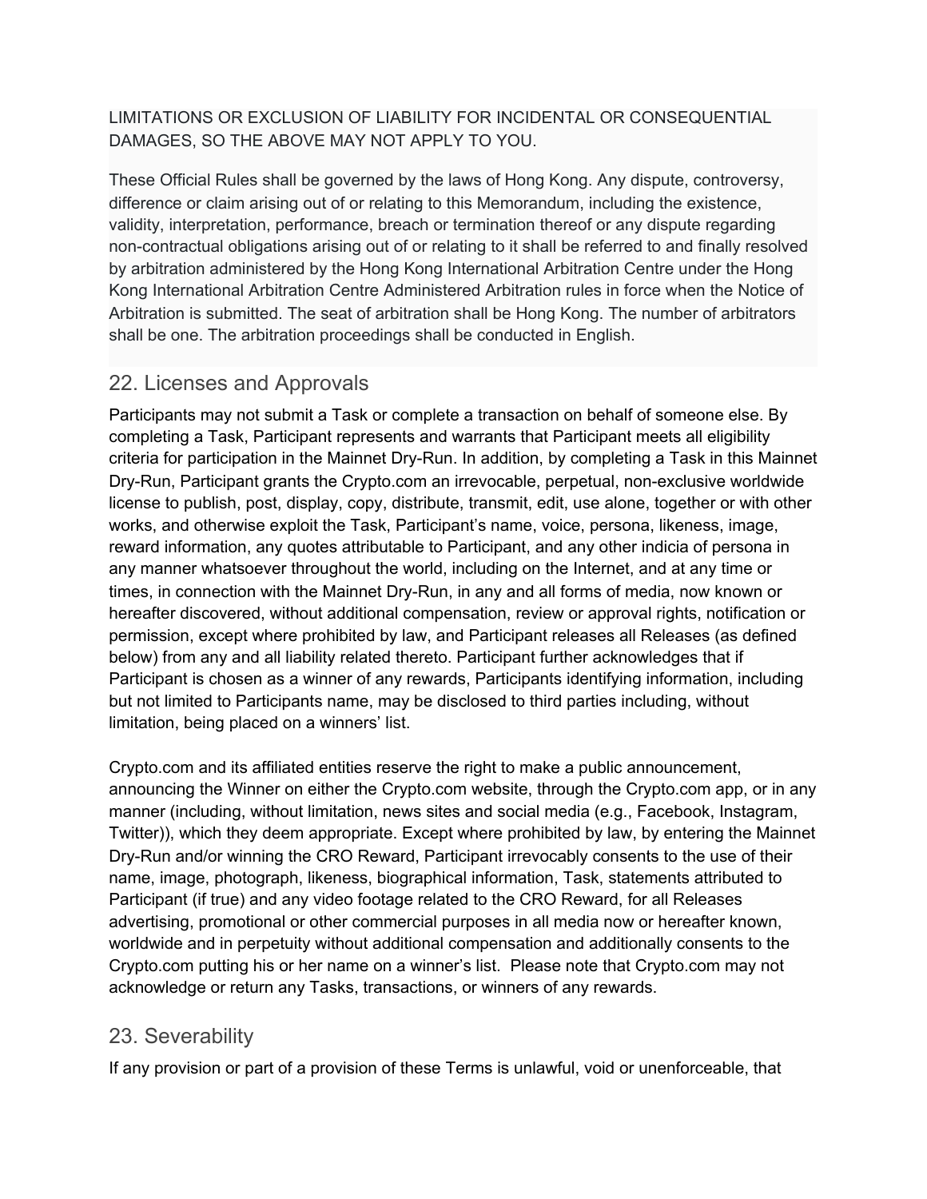LIMITATIONS OR EXCLUSION OF LIABILITY FOR INCIDENTAL OR CONSEQUENTIAL DAMAGES, SO THE ABOVE MAY NOT APPLY TO YOU.

These Official Rules shall be governed by the laws of Hong Kong. Any dispute, controversy, difference or claim arising out of or relating to this Memorandum, including the existence, validity, interpretation, performance, breach or termination thereof or any dispute regarding non-contractual obligations arising out of or relating to it shall be referred to and finally resolved by arbitration administered by the Hong Kong International Arbitration Centre under the Hong Kong International Arbitration Centre Administered Arbitration rules in force when the Notice of Arbitration is submitted. The seat of arbitration shall be Hong Kong. The number of arbitrators shall be one. The arbitration proceedings shall be conducted in English.

## 22. Licenses and Approvals

Participants may not submit a Task or complete a transaction on behalf of someone else. By completing a Task, Participant represents and warrants that Participant meets all eligibility criteria for participation in the Mainnet Dry-Run. In addition, by completing a Task in this Mainnet Dry-Run, Participant grants the Crypto.com an irrevocable, perpetual, non-exclusive worldwide license to publish, post, display, copy, distribute, transmit, edit, use alone, together or with other works, and otherwise exploit the Task, Participant's name, voice, persona, likeness, image, reward information, any quotes attributable to Participant, and any other indicia of persona in any manner whatsoever throughout the world, including on the Internet, and at any time or times, in connection with the Mainnet Dry-Run, in any and all forms of media, now known or hereafter discovered, without additional compensation, review or approval rights, notification or permission, except where prohibited by law, and Participant releases all Releases (as defined below) from any and all liability related thereto. Participant further acknowledges that if Participant is chosen as a winner of any rewards, Participants identifying information, including but not limited to Participants name, may be disclosed to third parties including, without limitation, being placed on a winners' list.

Crypto.com and its affiliated entities reserve the right to make a public announcement, announcing the Winner on either the Crypto.com website, through the Crypto.com app, or in any manner (including, without limitation, news sites and social media (e.g., Facebook, Instagram, Twitter)), which they deem appropriate. Except where prohibited by law, by entering the Mainnet Dry-Run and/or winning the CRO Reward, Participant irrevocably consents to the use of their name, image, photograph, likeness, biographical information, Task, statements attributed to Participant (if true) and any video footage related to the CRO Reward, for all Releases advertising, promotional or other commercial purposes in all media now or hereafter known, worldwide and in perpetuity without additional compensation and additionally consents to the Crypto.com putting his or her name on a winner's list. Please note that Crypto.com may not acknowledge or return any Tasks, transactions, or winners of any rewards.

## 23. Severability

If any provision or part of a provision of these Terms is unlawful, void or unenforceable, that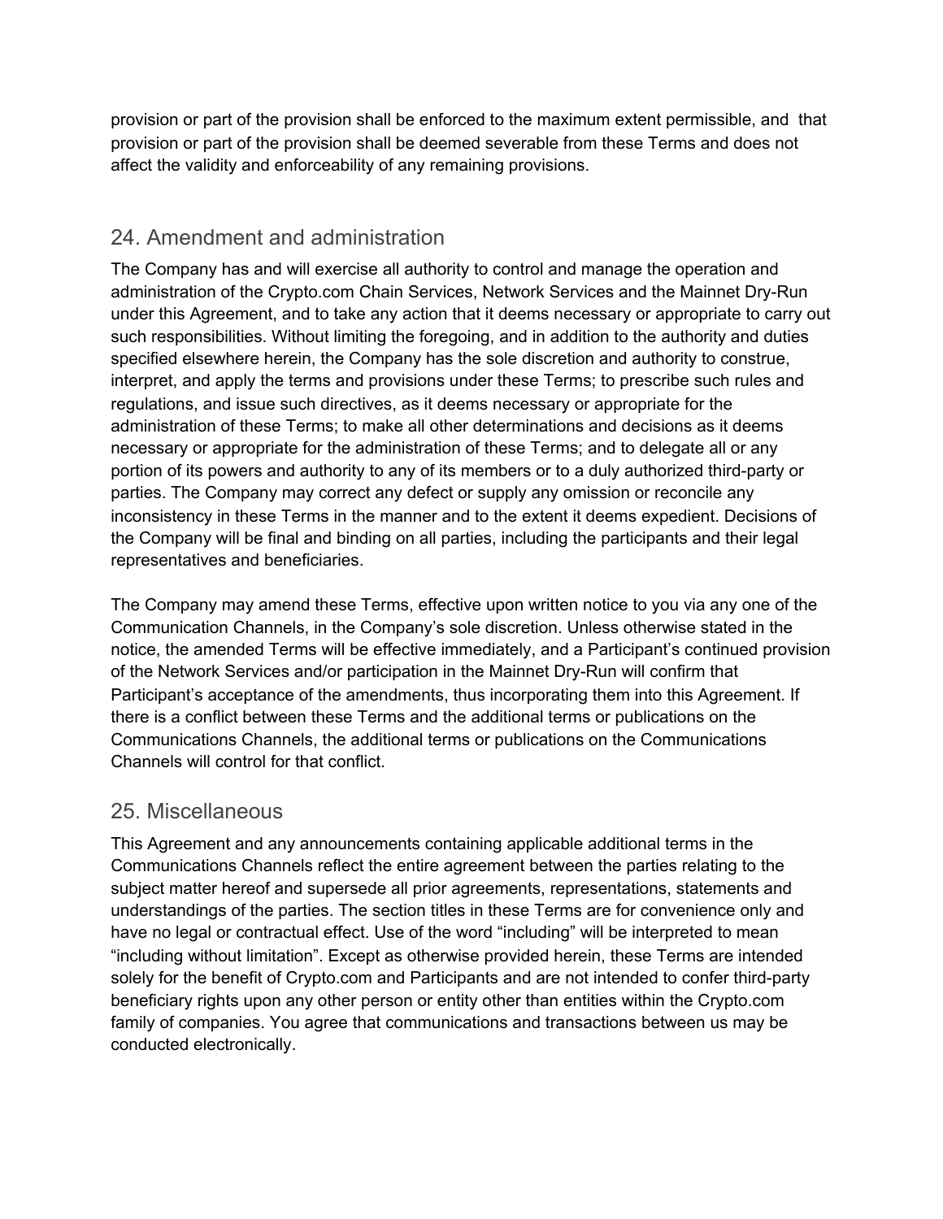provision or part of the provision shall be enforced to the maximum extent permissible, and that provision or part of the provision shall be deemed severable from these Terms and does not affect the validity and enforceability of any remaining provisions.

## 24. Amendment and administration

The Company has and will exercise all authority to control and manage the operation and administration of the Crypto.com Chain Services, Network Services and the Mainnet Dry-Run under this Agreement, and to take any action that it deems necessary or appropriate to carry out such responsibilities. Without limiting the foregoing, and in addition to the authority and duties specified elsewhere herein, the Company has the sole discretion and authority to construe, interpret, and apply the terms and provisions under these Terms; to prescribe such rules and regulations, and issue such directives, as it deems necessary or appropriate for the administration of these Terms; to make all other determinations and decisions as it deems necessary or appropriate for the administration of these Terms; and to delegate all or any portion of its powers and authority to any of its members or to a duly authorized third-party or parties. The Company may correct any defect or supply any omission or reconcile any inconsistency in these Terms in the manner and to the extent it deems expedient. Decisions of the Company will be final and binding on all parties, including the participants and their legal representatives and beneficiaries.

The Company may amend these Terms, effective upon written notice to you via any one of the Communication Channels, in the Company's sole discretion. Unless otherwise stated in the notice, the amended Terms will be effective immediately, and a Participant's continued provision of the Network Services and/or participation in the Mainnet Dry-Run will confirm that Participant's acceptance of the amendments, thus incorporating them into this Agreement. If there is a conflict between these Terms and the additional terms or publications on the Communications Channels, the additional terms or publications on the Communications Channels will control for that conflict.

## 25. Miscellaneous

This Agreement and any announcements containing applicable additional terms in the Communications Channels reflect the entire agreement between the parties relating to the subject matter hereof and supersede all prior agreements, representations, statements and understandings of the parties. The section titles in these Terms are for convenience only and have no legal or contractual effect. Use of the word "including" will be interpreted to mean "including without limitation". Except as otherwise provided herein, these Terms are intended solely for the benefit of Crypto.com and Participants and are not intended to confer third-party beneficiary rights upon any other person or entity other than entities within the Crypto.com family of companies. You agree that communications and transactions between us may be conducted electronically.